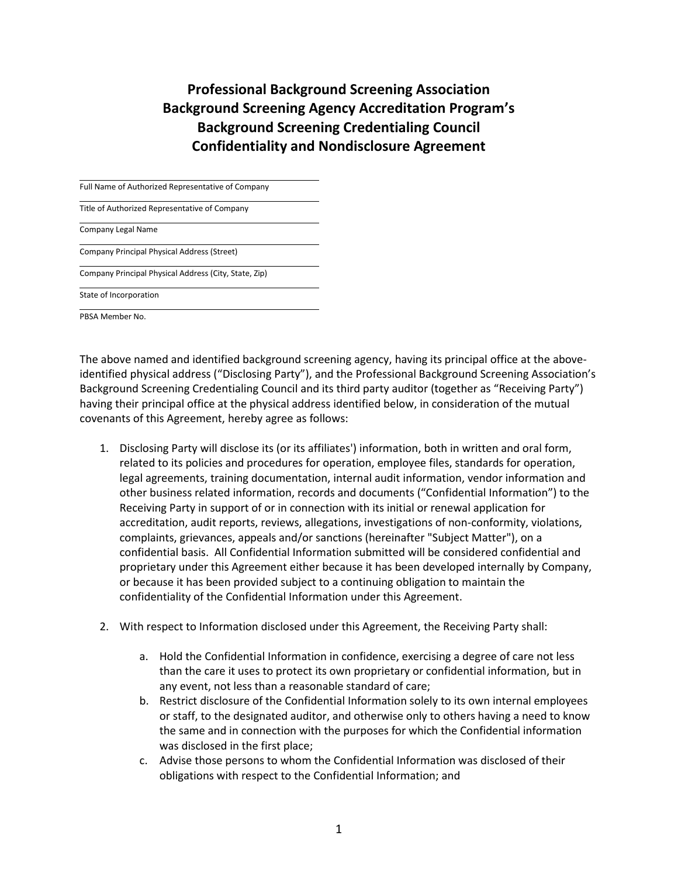# Professional Background Screening Association
# Background Screening Agency Accreditation Program's
# Background Screening Credentialing Council
# Confidentiality and Nondisclosure Agreement

\_\_\_\_\_\_\_\_\_\_\_\_\_\_\_\_\_\_\_\_\_\_\_\_\_\_\_\_\_\_\_\_\_\_\_\_\_\_\_\_
Full Name of Authorized Representative of Company

\_\_\_\_\_\_\_\_\_\_\_\_\_\_\_\_\_\_\_\_\_\_\_\_\_\_\_\_\_\_\_\_\_\_\_\_\_\_\_\_
Title of Authorized Representative of Company

\_\_\_\_\_\_\_\_\_\_\_\_\_\_\_\_\_\_\_\_\_\_\_\_\_\_\_\_\_\_\_\_\_\_\_\_\_\_\_\_
Company Legal Name

\_\_\_\_\_\_\_\_\_\_\_\_\_\_\_\_\_\_\_\_\_\_\_\_\_\_\_\_\_\_\_\_\_\_\_\_\_\_\_\_
Company Principal Physical Address (Street)

\_\_\_\_\_\_\_\_\_\_\_\_\_\_\_\_\_\_\_\_\_\_\_\_\_\_\_\_\_\_\_\_\_\_\_\_\_\_\_\_
Company Principal Physical Address (City, State, Zip)

\_\_\_\_\_\_\_\_\_\_\_\_\_\_\_\_\_\_\_\_\_\_\_\_\_\_\_\_\_\_\_\_\_\_\_\_\_\_\_\_
State of Incorporation

\_\_\_\_\_\_\_\_\_\_\_\_\_\_\_\_\_\_\_\_\_\_\_\_\_\_\_\_\_\_\_\_\_\_\_\_\_\_\_\_
PBSA Member No.

The above named and identified background screening agency, having its principal office at the above-identified physical address ("Disclosing Party"), and the Professional Background Screening Association's Background Screening Credentialing Council and its third party auditor (together as "Receiving Party") having their principal office at the physical address identified below, in consideration of the mutual covenants of this Agreement, hereby agree as follows:

1. Disclosing Party will disclose its (or its affiliates') information, both in written and oral form, related to its policies and procedures for operation, employee files, standards for operation, legal agreements, training documentation, internal audit information, vendor information and other business related information, records and documents ("Confidential Information") to the Receiving Party in support of or in connection with its initial or renewal application for accreditation, audit reports, reviews, allegations, investigations of non-conformity, violations, complaints, grievances, appeals and/or sanctions (hereinafter "Subject Matter"), on a confidential basis. All Confidential Information submitted will be considered confidential and proprietary under this Agreement either because it has been developed internally by Company, or because it has been provided subject to a continuing obligation to maintain the confidentiality of the Confidential Information under this Agreement.

2. With respect to Information disclosed under this Agreement, the Receiving Party shall:

    a. Hold the Confidential Information in confidence, exercising a degree of care not less than the care it uses to protect its own proprietary or confidential information, but in any event, not less than a reasonable standard of care;
    b. Restrict disclosure of the Confidential Information solely to its own internal employees or staff, to the designated auditor, and otherwise only to others having a need to know the same and in connection with the purposes for which the Confidential information was disclosed in the first place;
    c. Advise those persons to whom the Confidential Information was disclosed of their obligations with respect to the Confidential Information; and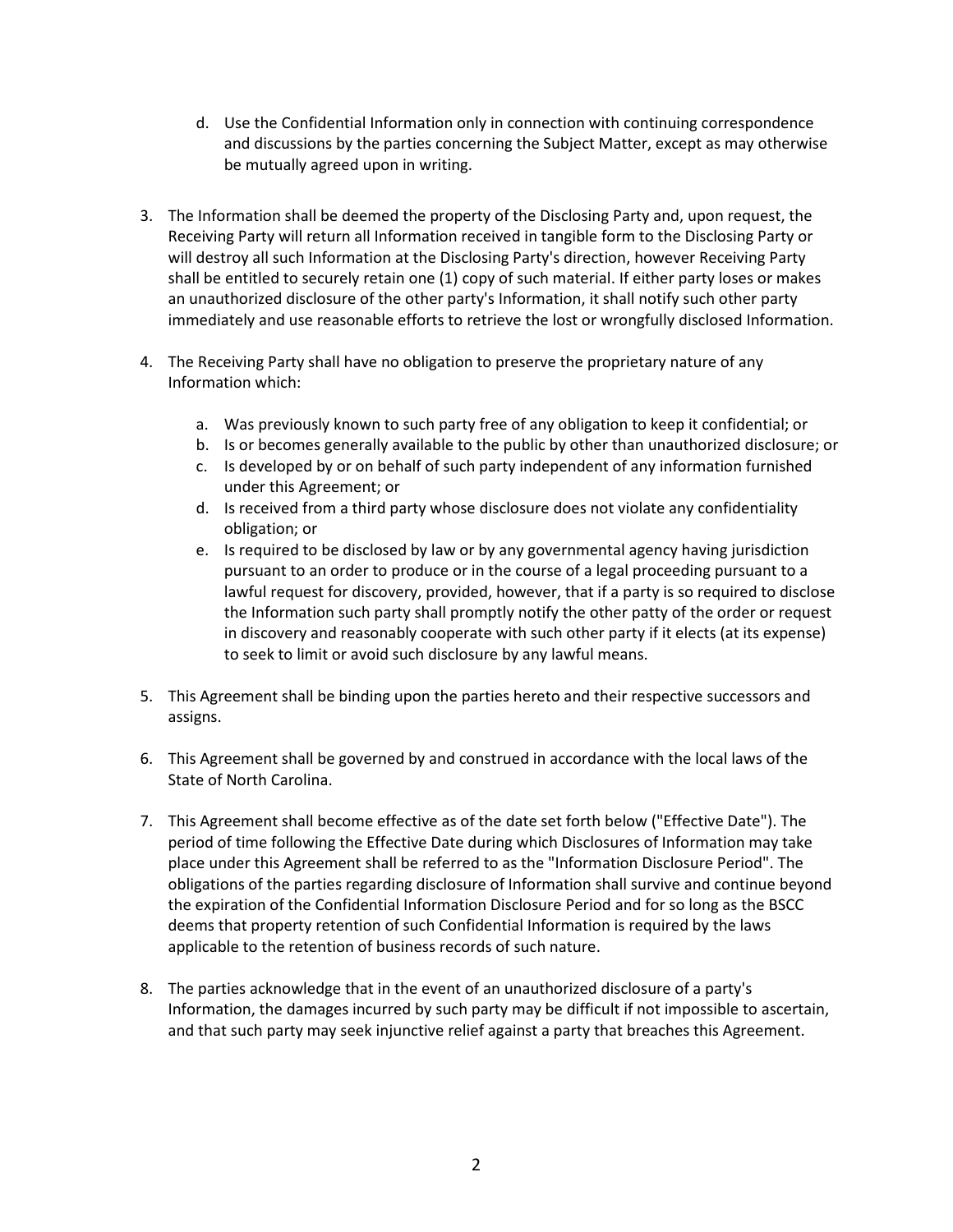d. Use the Confidential Information only in connection with continuing correspondence and discussions by the parties concerning the Subject Matter, except as may otherwise be mutually agreed upon in writing.

3. The Information shall be deemed the property of the Disclosing Party and, upon request, the Receiving Party will return all Information received in tangible form to the Disclosing Party or will destroy all such Information at the Disclosing Party's direction, however Receiving Party shall be entitled to securely retain one (1) copy of such material. If either party loses or makes an unauthorized disclosure of the other party's Information, it shall notify such other party immediately and use reasonable efforts to retrieve the lost or wrongfully disclosed Information.

4. The Receiving Party shall have no obligation to preserve the proprietary nature of any Information which:

   a. Was previously known to such party free of any obligation to keep it confidential; or
   b. Is or becomes generally available to the public by other than unauthorized disclosure; or
   c. Is developed by or on behalf of such party independent of any information furnished under this Agreement; or
   d. Is received from a third party whose disclosure does not violate any confidentiality obligation; or
   e. Is required to be disclosed by law or by any governmental agency having jurisdiction pursuant to an order to produce or in the course of a legal proceeding pursuant to a lawful request for discovery, provided, however, that if a party is so required to disclose the Information such party shall promptly notify the other patty of the order or request in discovery and reasonably cooperate with such other party if it elects (at its expense) to seek to limit or avoid such disclosure by any lawful means.

5. This Agreement shall be binding upon the parties hereto and their respective successors and assigns.

6. This Agreement shall be governed by and construed in accordance with the local laws of the State of North Carolina.

7. This Agreement shall become effective as of the date set forth below ("Effective Date"). The period of time following the Effective Date during which Disclosures of Information may take place under this Agreement shall be referred to as the "Information Disclosure Period". The obligations of the parties regarding disclosure of Information shall survive and continue beyond the expiration of the Confidential Information Disclosure Period and for so long as the BSCC deems that property retention of such Confidential Information is required by the laws applicable to the retention of business records of such nature.

8. The parties acknowledge that in the event of an unauthorized disclosure of a party's Information, the damages incurred by such party may be difficult if not impossible to ascertain, and that such party may seek injunctive relief against a party that breaches this Agreement.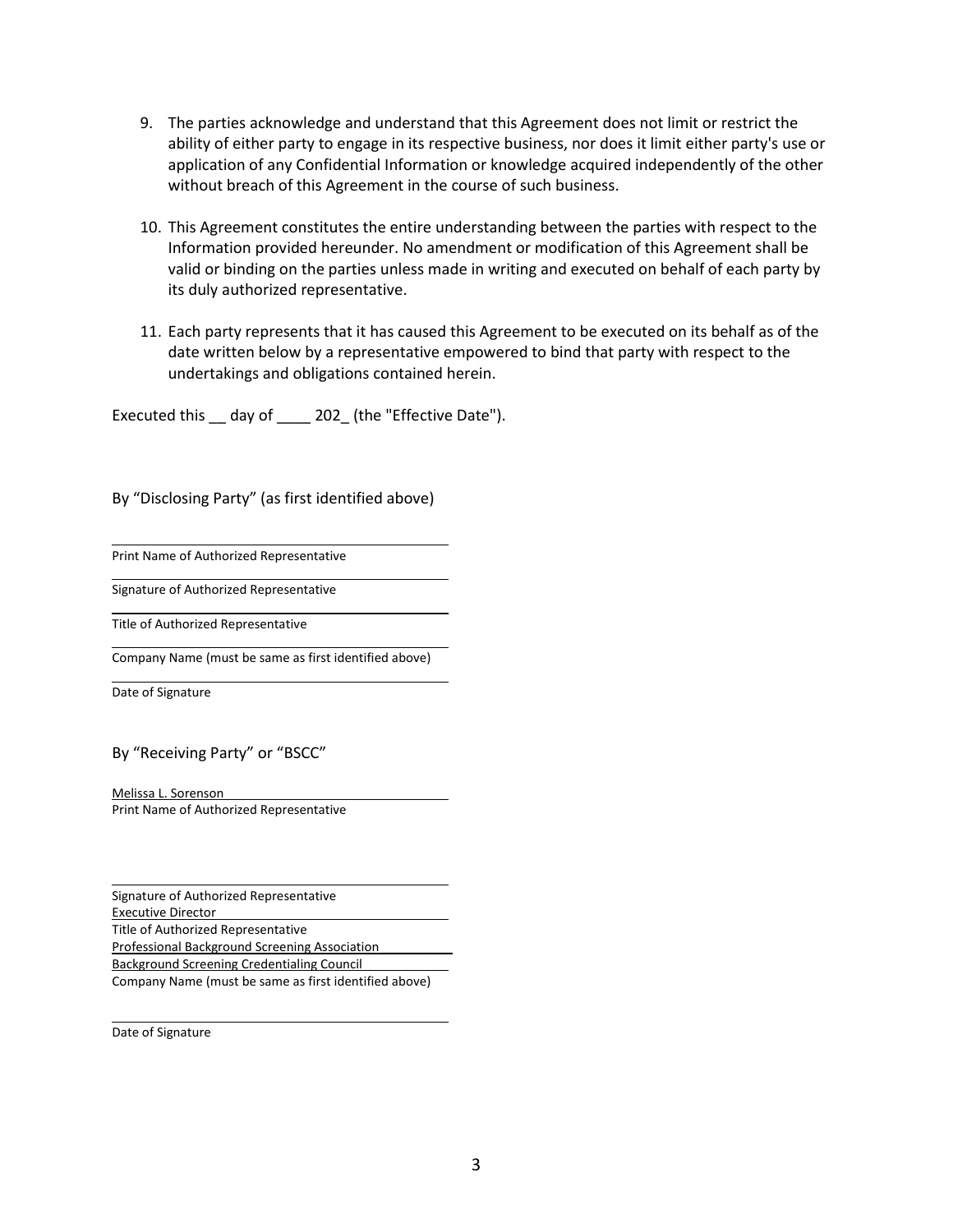9. The parties acknowledge and understand that this Agreement does not limit or restrict the ability of either party to engage in its respective business, nor does it limit either party's use or application of any Confidential Information or knowledge acquired independently of the other without breach of this Agreement in the course of such business.

10. This Agreement constitutes the entire understanding between the parties with respect to the Information provided hereunder. No amendment or modification of this Agreement shall be valid or binding on the parties unless made in writing and executed on behalf of each party by its duly authorized representative.

11. Each party represents that it has caused this Agreement to be executed on its behalf as of the date written below by a representative empowered to bind that party with respect to the undertakings and obligations contained herein.

Executed this __ day of ____ 202_ (the "Effective Date").

By "Disclosing Party" (as first identified above)

\_\_\_\_\_\_\_\_\_\_\_\_\_\_\_\_\_\_\_\_\_\_\_\_\_\_\_\_\_\_\_\_\_\_\_\_\_\_\_\_
Print Name of Authorized Representative

\_\_\_\_\_\_\_\_\_\_\_\_\_\_\_\_\_\_\_\_\_\_\_\_\_\_\_\_\_\_\_\_\_\_\_\_\_\_\_\_
Signature of Authorized Representative

\_\_\_\_\_\_\_\_\_\_\_\_\_\_\_\_\_\_\_\_\_\_\_\_\_\_\_\_\_\_\_\_\_\_\_\_\_\_\_\_
Title of Authorized Representative

\_\_\_\_\_\_\_\_\_\_\_\_\_\_\_\_\_\_\_\_\_\_\_\_\_\_\_\_\_\_\_\_\_\_\_\_\_\_\_\_
Company Name (must be same as first identified above)

\_\_\_\_\_\_\_\_\_\_\_\_\_\_\_\_\_\_\_\_\_\_\_\_\_\_\_\_\_\_\_\_\_\_\_\_\_\_\_\_
Date of Signature

By "Receiving Party" or "BSCC"

Melissa L. Sorenson
Print Name of Authorized Representative

\_\_\_\_\_\_\_\_\_\_\_\_\_\_\_\_\_\_\_\_\_\_\_\_\_\_\_\_\_\_\_\_\_\_\_\_\_\_\_\_
Signature of Authorized Representative

Executive Director
Title of Authorized Representative

Professional Background Screening Association
Background Screening Credentialing Council
Company Name (must be same as first identified above)

\_\_\_\_\_\_\_\_\_\_\_\_\_\_\_\_\_\_\_\_\_\_\_\_\_\_\_\_\_\_\_\_\_\_\_\_\_\_\_\_
Date of Signature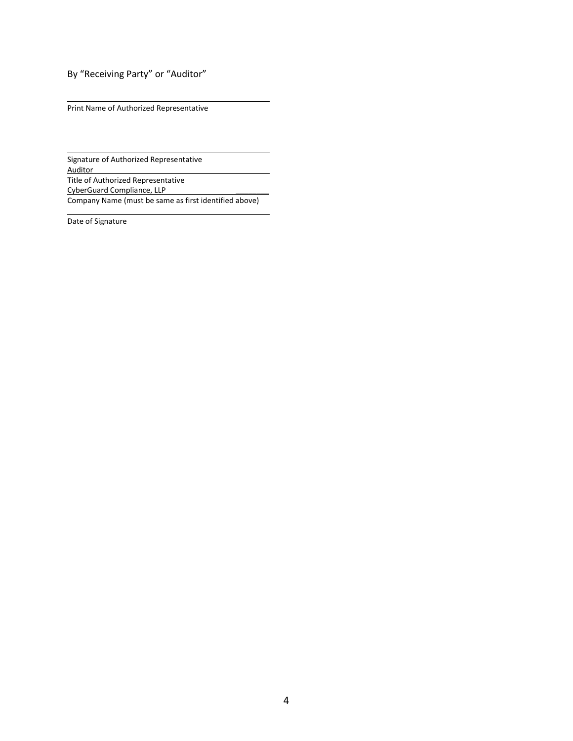By “Receiving Party” or “Auditor”

\_\_\_\_\_\_\_\_\_\_\_\_\_\_\_\_\_\_\_\_\_\_\_\_\_\_\_\_\_\_\_\_\_\_\_\_\_\_\_\_\_\_\_\_
Print Name of Authorized Representative

\_\_\_\_\_\_\_\_\_\_\_\_\_\_\_\_\_\_\_\_\_\_\_\_\_\_\_\_\_\_\_\_\_\_\_\_\_\_\_\_\_\_\_\_
Signature of Authorized Representative

Auditor
Title of Authorized Representative

CyberGuard Compliance, LLP
Company Name (must be same as first identified above)

\_\_\_\_\_\_\_\_\_\_\_\_\_\_\_\_\_\_\_\_\_\_\_\_\_\_\_\_\_\_\_\_\_\_\_\_\_\_\_\_\_\_\_\_
Date of Signature